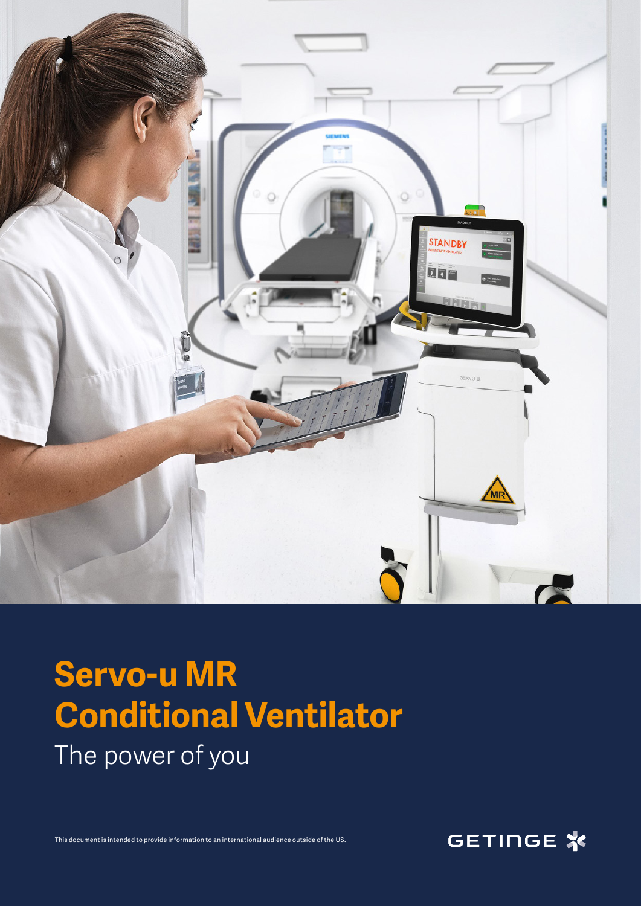# Servo-u MR Conditional Ventilator

The power of you

This document is intended to provide information to an international audience outside of the US.

GETINGE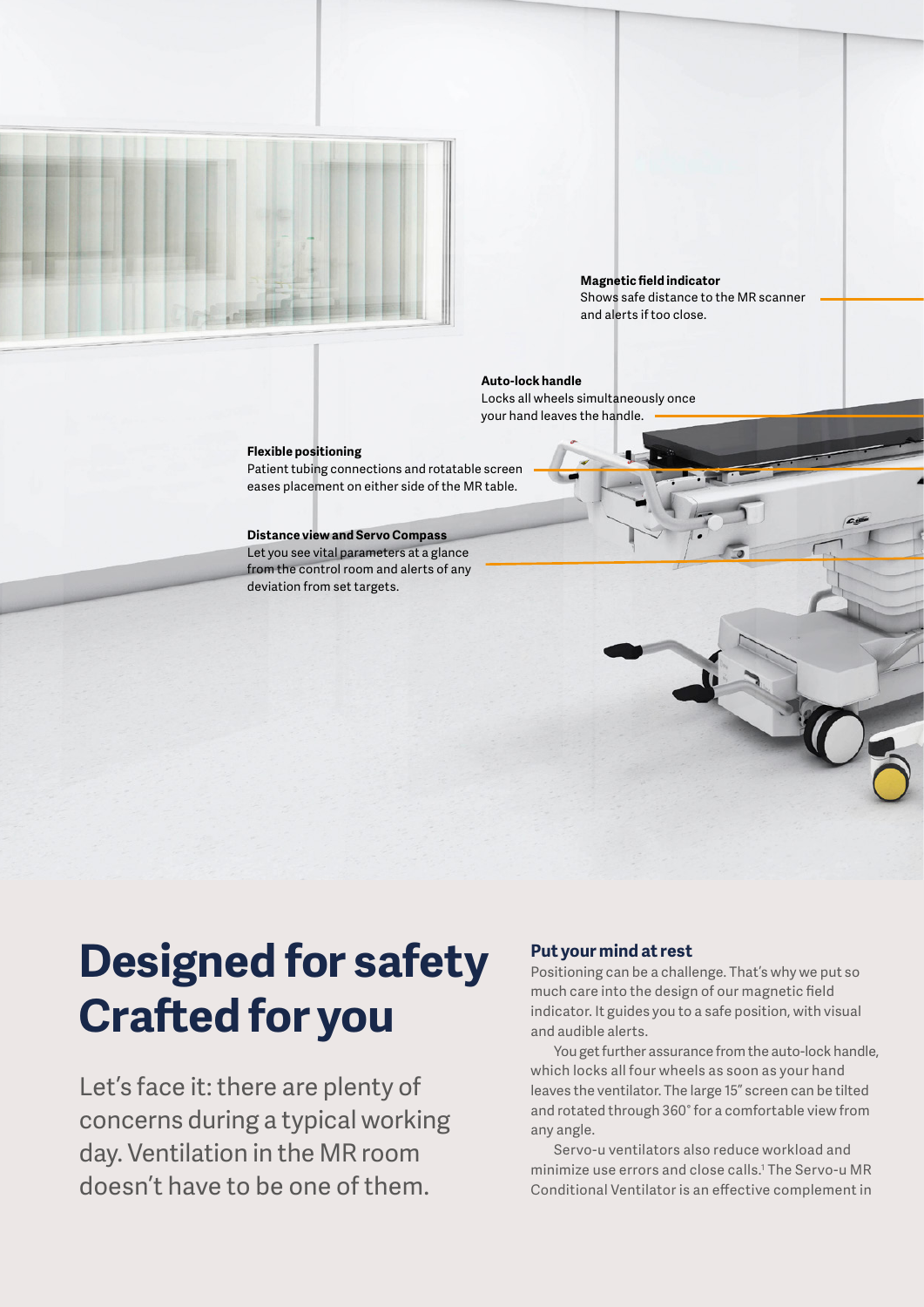**Magnetic field indicator**
Shows safe distance to the MR scanner and alerts if too close.

**Auto-lock handle**
Locks all wheels simultaneously once your hand leaves the handle.

**Flexible positioning**
Patient tubing connections and rotatable screen eases placement on either side of the MR table.

**Distance view and Servo Compass**
Let you see vital parameters at a glance from the control room and alerts of any deviation from set targets.

# Designed for safety Crafted for you

Let's face it: there are plenty of concerns during a typical working day. Ventilation in the MR room doesn't have to be one of them.

### Put your mind at rest

Positioning can be a challenge. That's why we put so much care into the design of our magnetic field indicator. It guides you to a safe position, with visual and audible alerts.

You get further assurance from the auto-lock handle, which locks all four wheels as soon as your hand leaves the ventilator. The large 15" screen can be tilted and rotated through 360° for a comfortable view from any angle.

Servo-u ventilators also reduce workload and minimize use errors and close calls.[1] The Servo-u MR Conditional Ventilator is an effective complement in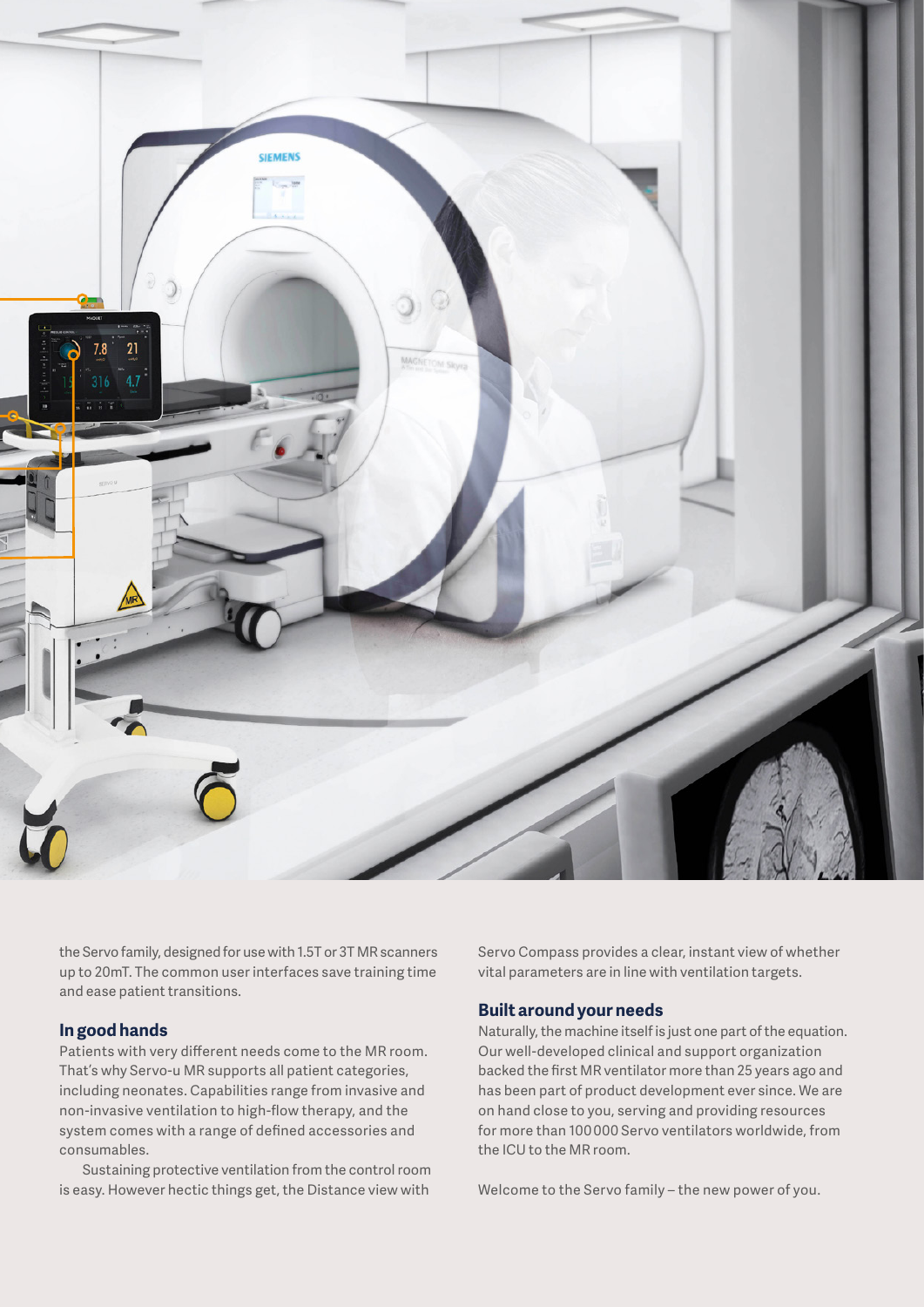the Servo family, designed for use with 1.5T or 3T MR scanners up to 20mT. The common user interfaces save training time and ease patient transitions.

## In good hands

Patients with very different needs come to the MR room. That's why Servo-u MR supports all patient categories, including neonates. Capabilities range from invasive and non-invasive ventilation to high-flow therapy, and the system comes with a range of defined accessories and consumables.

Sustaining protective ventilation from the control room is easy. However hectic things get, the Distance view with Servo Compass provides a clear, instant view of whether vital parameters are in line with ventilation targets.

## Built around your needs

Naturally, the machine itself is just one part of the equation. Our well-developed clinical and support organization backed the first MR ventilator more than 25 years ago and has been part of product development ever since. We are on hand close to you, serving and providing resources for more than 100 000 Servo ventilators worldwide, from the ICU to the MR room.

Welcome to the Servo family – the new power of you.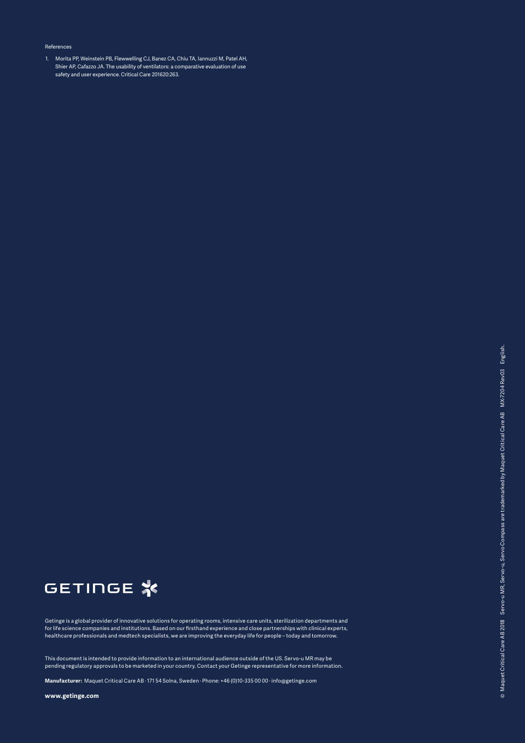References

1. Morita PP, Weinstein PB, Flewwelling CJ, Banez CA, Chiu TA, Iannuzzi M, Patel AH, Shier AP, Cafazzo JA. The usability of ventilators: a comparative evaluation of use safety and user experience. Critical Care 201620:263.

GETINGE

Getinge is a global provider of innovative solutions for operating rooms, intensive care units, sterilization departments and for life science companies and institutions. Based on our firsthand experience and close partnerships with clinical experts, healthcare professionals and medtech specialists, we are improving the everyday life for people – today and tomorrow.

This document is intended to provide information to an international audience outside of the US. Servo-u MR may be pending regulatory approvals to be marketed in your country. Contact your Getinge representative for more information.

**Manufacturer:** Maquet Critical Care AB · 171 54 Solna, Sweden · Phone: +46 (0)10-335 00 00 · info@getinge.com

**www.getinge.com**

© Maquet Critical Care AB 2018 Servo-u MR, Servo-u, Servo Compass are trademarked by Maquet Critical Care AB MX-7204 Rev03 English.